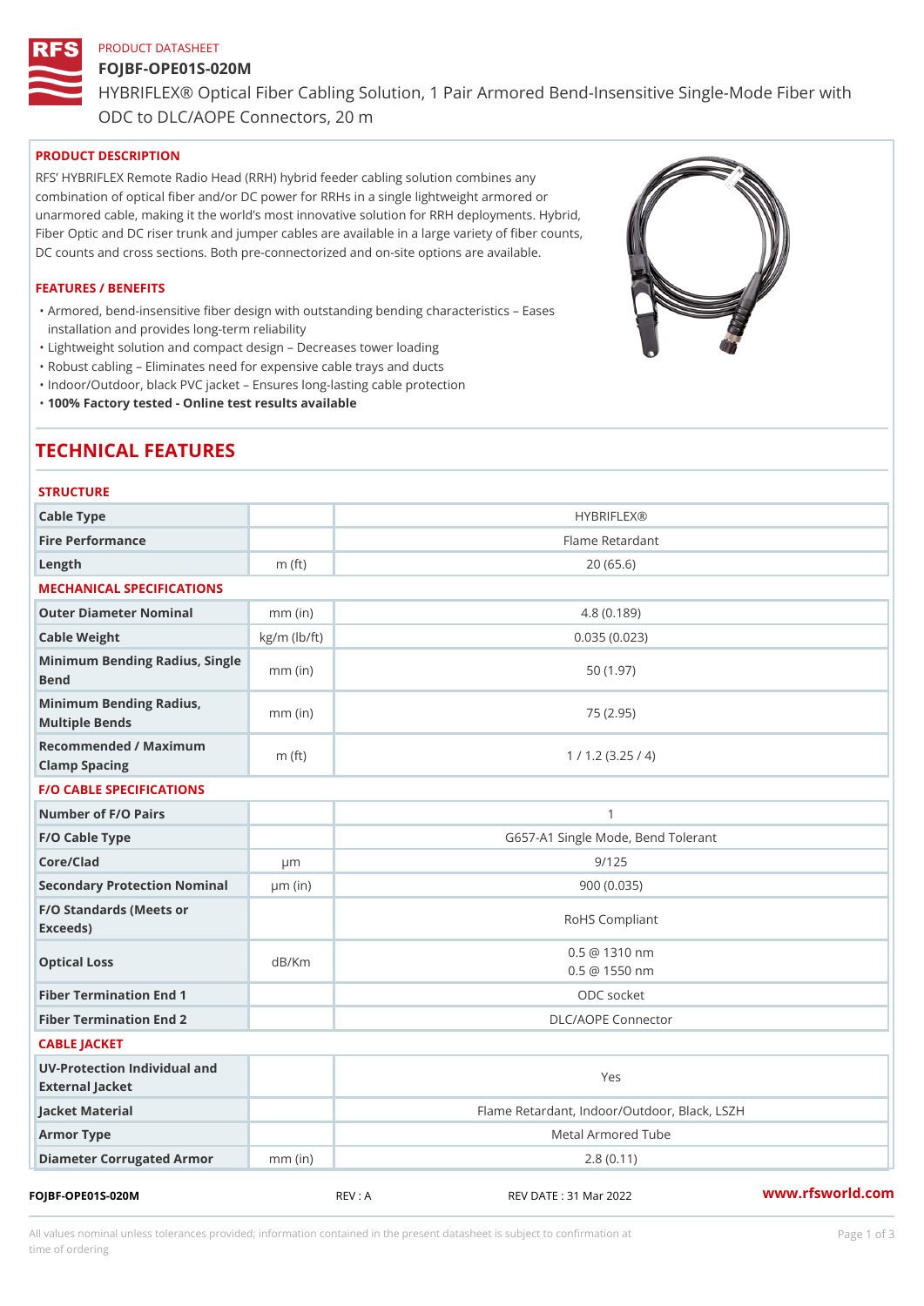PRODUCT DATASHEET

# FOJBF-OPE01S-020M

HYBRIFLEX® Optical Fiber Cabling Solution, 1 Pair Armored Bend-Insensitive Single-Mode Fiber with ODC to DLC/AOPE Connectors, 20 m

## PRODUCT DESCRIPTION

RFS' HYBRIFLEX Remote Radio Head (RRH) hybrid feeder cabling solution combines any combination of optical fiber and/or DC power for RRHs in a single lightweight armored or unarmored cable, making it the world's most innovative solution for RRH deployments. Hybrid, Fiber Optic and DC riser trunk and jumper cables are available in a large variety of fiber counts, DC counts and cross sections. Both pre-connectorized and on-site options are available.

## FEATURES / BENEFITS

- Armored, bend-insensitive fiber design with outstanding bending characteristics – Eases installation and provides long-term reliability
- Lightweight solution and compact design – Decreases tower loading
- Robust cabling – Eliminates need for expensive cable trays and ducts
- Indoor/Outdoor, black PVC jacket – Ensures long-lasting cable protection
- **100% Factory tested - Online test results available**

# TECHNICAL FEATURES

## STRUCTURE

| | | |
|---|---|---|
| Cable Type | | HYBRIFLEX® |
| Fire Performance | | Flame Retardant |
| Length | m (ft) | 20 (65.6) |

## MECHANICAL SPECIFICATIONS

| | | |
|---|---|---|
| Outer Diameter Nominal | mm (in) | 4.8 (0.189) |
| Cable Weight | kg/m (lb/ft) | 0.035 (0.023) |
| Minimum Bending Radius, Single Bend | mm (in) | 50 (1.97) |
| Minimum Bending Radius, Multiple Bends | mm (in) | 75 (2.95) |
| Recommended / Maximum Clamp Spacing | m (ft) | 1 / 1.2 (3.25 / 4) |

## F/O CABLE SPECIFICATIONS

| | | |
|---|---|---|
| Number of F/O Pairs | | 1 |
| F/O Cable Type | | G657-A1 Single Mode, Bend Tolerant |
| Core/Clad | μm | 9/125 |
| Secondary Protection Nominal | μm (in) | 900 (0.035) |
| F/O Standards (Meets or Exceeds) | | RoHS Compliant |
| Optical Loss | dB/Km | 0.5 @ 1310 nm<br>0.5 @ 1550 nm |
| Fiber Termination End 1 | | ODC socket |
| Fiber Termination End 2 | | DLC/AOPE Connector |

## CABLE JACKET

| | | |
|---|---|---|
| UV-Protection Individual and External Jacket | | Yes |
| Jacket Material | | Flame Retardant, Indoor/Outdoor, Black, LSZH |
| Armor Type | | Metal Armored Tube |
| Diameter Corrugated Armor | mm (in) | 2.8 (0.11) |

FOJBF-OPE01S-020M REV : A REV DATE : 31 Mar 2022 www.rfsworld.com

All values nominal unless tolerances provided; information contained in the present datasheet is subject to confirmation at time of ordering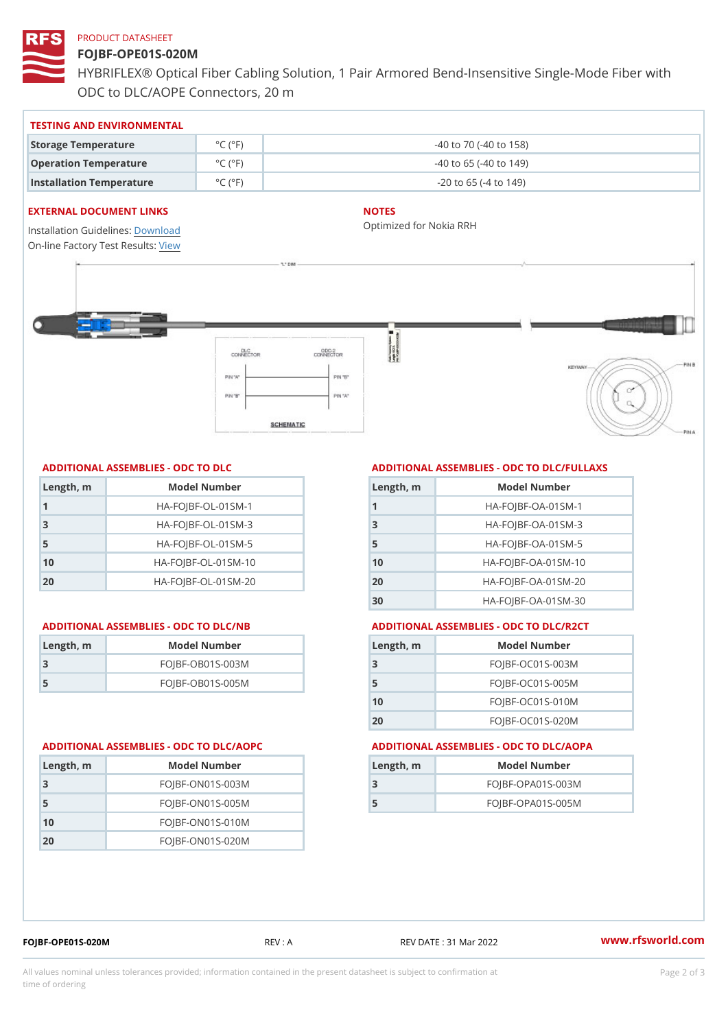PRODUCT DATASHEET

# FOJBF-OPE01S-020M

HYBRIFLEX® Optical Fiber Cabling Solution, 1 Pair Armored Bend-Insensitive Single-Mode Fiber with ODC to DLC/AOPE Connectors, 20 m

## TESTING AND ENVIRONMENTAL

| | | |
|---|---|---|
| Storage Temperature | °C (°F) | -40 to 70 (-40 to 158) |
| Operation Temperature | °C (°F) | -40 to 65 (-40 to 149) |
| Installation Temperature | °C (°F) | -20 to 65 (-4 to 149) |

## EXTERNAL DOCUMENT LINKS

Installation Guidelines: Download
On-line Factory Test Results: View

## NOTES

Optimized for Nokia RRH

## ADDITIONAL ASSEMBLIES - ODC TO DLC

| Length, m | Model Number |
|---|---|
| 1 | HA-FOJBF-OL-01SM-1 |
| 3 | HA-FOJBF-OL-01SM-3 |
| 5 | HA-FOJBF-OL-01SM-5 |
| 10 | HA-FOJBF-OL-01SM-10 |
| 20 | HA-FOJBF-OL-01SM-20 |

## ADDITIONAL ASSEMBLIES - ODC TO DLC/FULLAXS

| Length, m | Model Number |
|---|---|
| 1 | HA-FOJBF-OA-01SM-1 |
| 3 | HA-FOJBF-OA-01SM-3 |
| 5 | HA-FOJBF-OA-01SM-5 |
| 10 | HA-FOJBF-OA-01SM-10 |
| 20 | HA-FOJBF-OA-01SM-20 |
| 30 | HA-FOJBF-OA-01SM-30 |

## ADDITIONAL ASSEMBLIES - ODC TO DLC/NB

| Length, m | Model Number |
|---|---|
| 3 | FOJBF-OB01S-003M |
| 5 | FOJBF-OB01S-005M |

## ADDITIONAL ASSEMBLIES - ODC TO DLC/R2CT

| Length, m | Model Number |
|---|---|
| 3 | FOJBF-OC01S-003M |
| 5 | FOJBF-OC01S-005M |
| 10 | FOJBF-OC01S-010M |
| 20 | FOJBF-OC01S-020M |

## ADDITIONAL ASSEMBLIES - ODC TO DLC/AOPC

| Length, m | Model Number |
|---|---|
| 3 | FOJBF-ON01S-003M |
| 5 | FOJBF-ON01S-005M |
| 10 | FOJBF-ON01S-010M |
| 20 | FOJBF-ON01S-020M |

## ADDITIONAL ASSEMBLIES - ODC TO DLC/AOPA

| Length, m | Model Number |
|---|---|
| 3 | FOJBF-OPA01S-003M |
| 5 | FOJBF-OPA01S-005M |

FOJBF-OPE01S-020M REV : A REV DATE : 31 Mar 2022 www.rfsworld.com

All values nominal unless tolerances provided; information contained in the present datasheet is subject to confirmation at time of ordering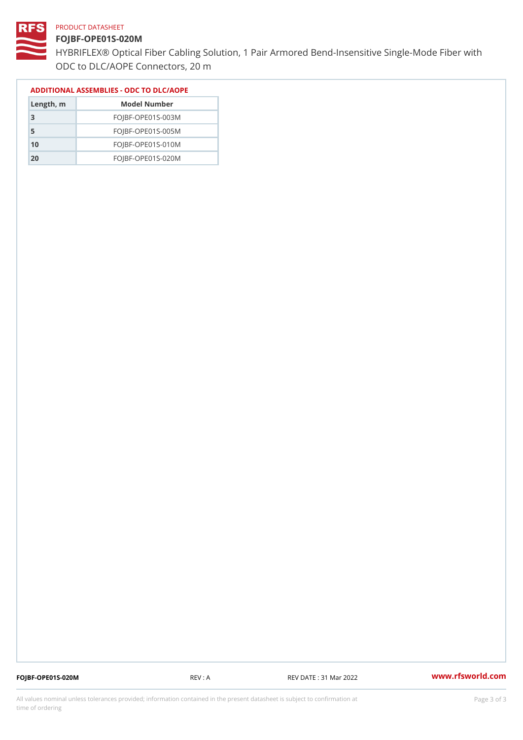PRODUCT DATASHEET

# FOJBF-OPE01S-020M

HYBRIFLEX® Optical Fiber Cabling Solution, 1 Pair Armored Bend-Insensitive Single-Mode Fiber with ODC to DLC/AOPE Connectors, 20 m

## ADDITIONAL ASSEMBLIES - ODC TO DLC/AOPE

| Length, m | Model Number |
|---|---|
| 3 | FOJBF-OPE01S-003M |
| 5 | FOJBF-OPE01S-005M |
| 10 | FOJBF-OPE01S-010M |
| 20 | FOJBF-OPE01S-020M |

FOJBF-OPE01S-020M REV : A REV DATE : 31 Mar 2022 www.rfsworld.com

All values nominal unless tolerances provided; information contained in the present datasheet is subject to confirmation at time of ordering